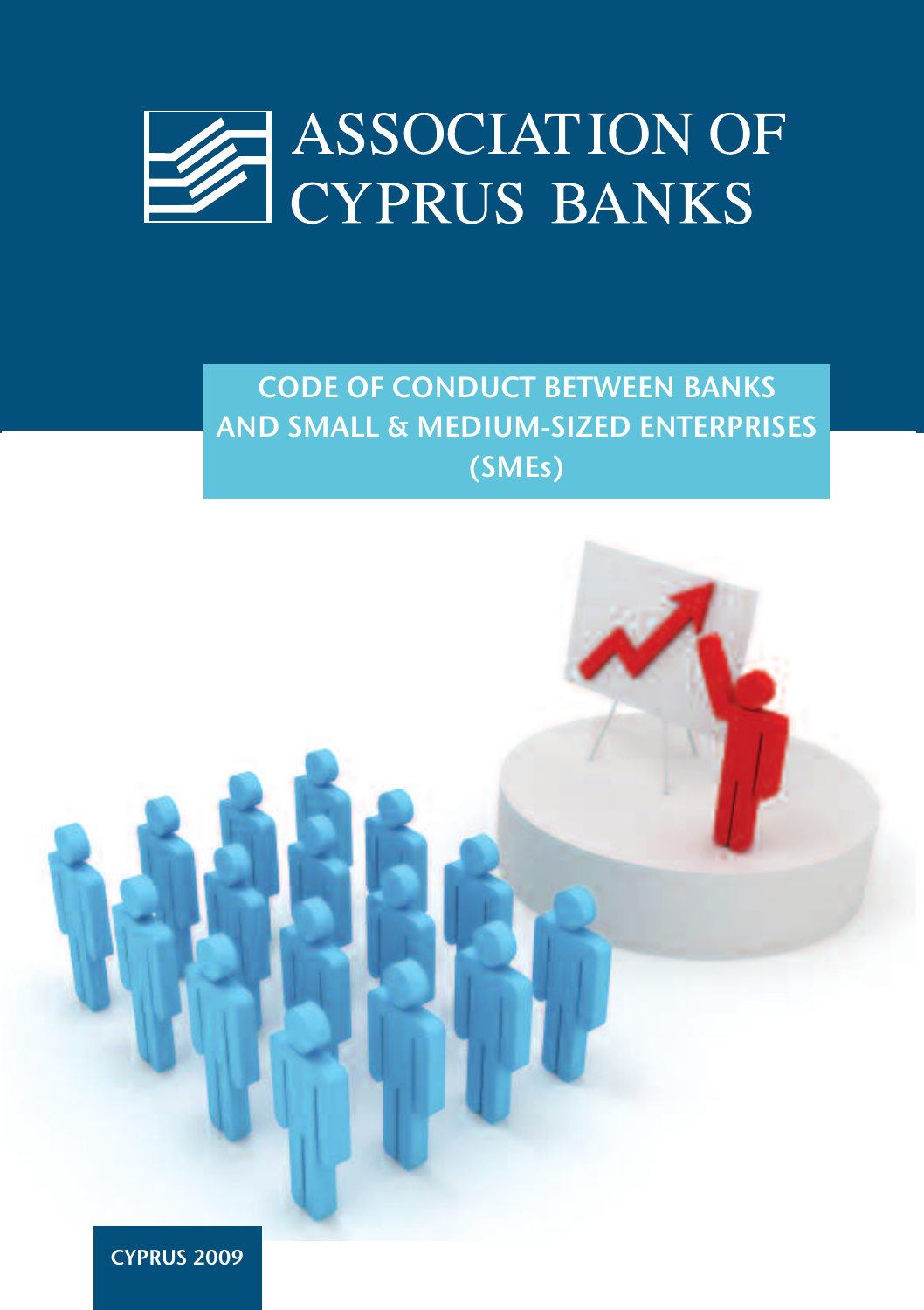# ASSOCIATION OF CYPRUS BANKS

## CODE OF CONDUCT BETWEEN BANKS AND SMALL & MEDIUM-SIZED ENTERPRISES (SMEs)

CYPRUS 2009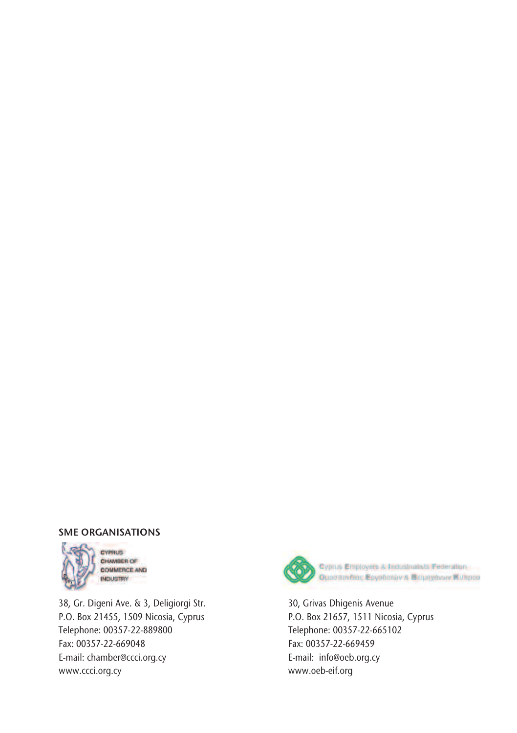## SME ORGANISATIONS

CYPRUS CHAMBER OF COMMERCE AND INDUSTRY

38, Gr. Digeni Ave. & 3, Deligiorgi Str.
P.O. Box 21455, 1509 Nicosia, Cyprus
Telephone: 00357-22-889800
Fax: 00357-22-669048
E-mail: chamber@ccci.org.cy
www.ccci.org.cy

Cyprus Employers & Industrialists Federation
Ομοσπονδία Εργοδοτών & Βιομηχάνων Κύπρου

30, Grivas Dhigenis Avenue
P.O. Box 21657, 1511 Nicosia, Cyprus
Telephone: 00357-22-665102
Fax: 00357-22-669459
E-mail: info@oeb.org.cy
www.oeb-eif.org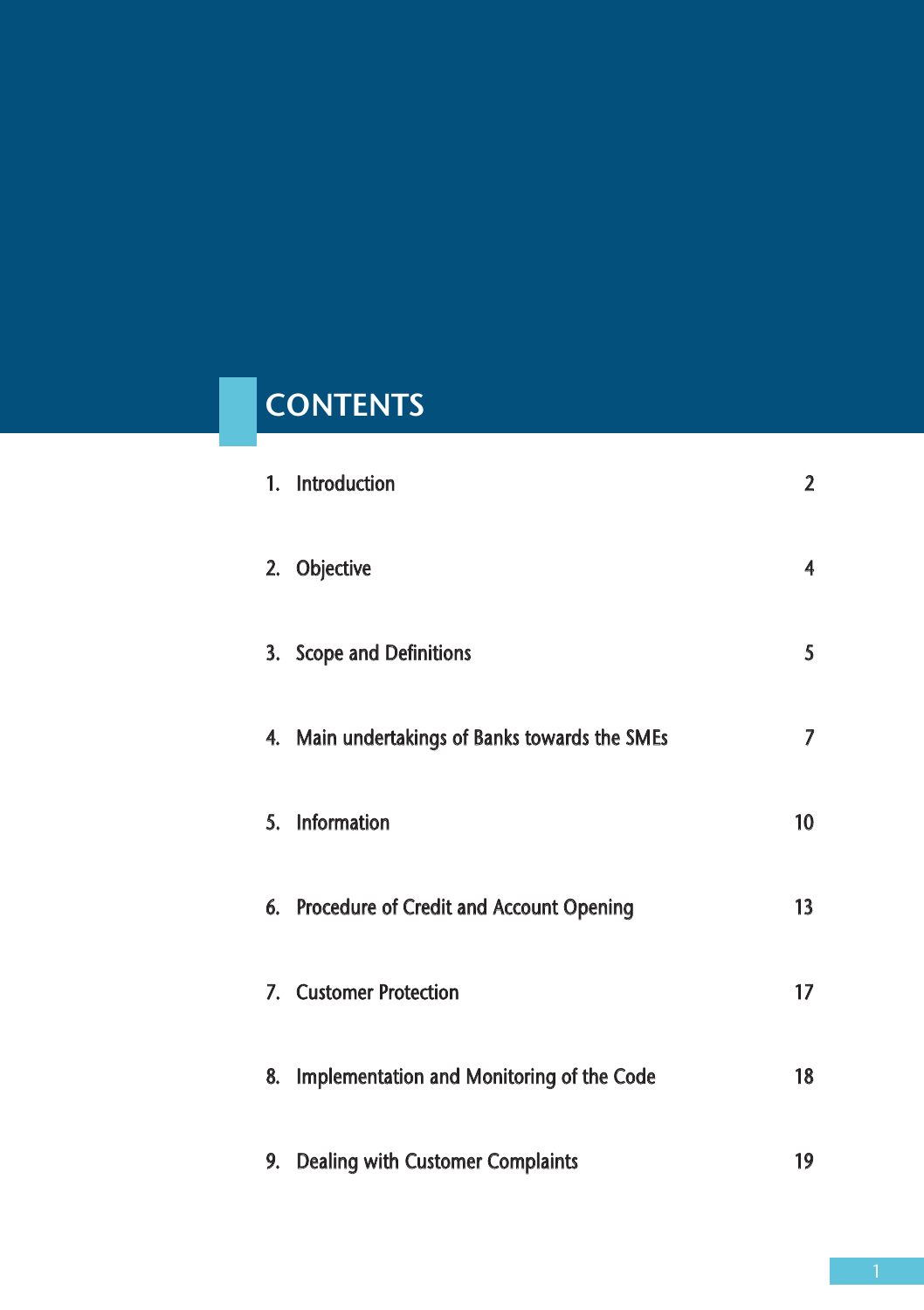# CONTENTS

| | |
|---|---|
| 1. Introduction | 2 |
| 2. Objective | 4 |
| 3. Scope and Definitions | 5 |
| 4. Main undertakings of Banks towards the SMEs | 7 |
| 5. Information | 10 |
| 6. Procedure of Credit and Account Opening | 13 |
| 7. Customer Protection | 17 |
| 8. Implementation and Monitoring of the Code | 18 |
| 9. Dealing with Customer Complaints | 19 |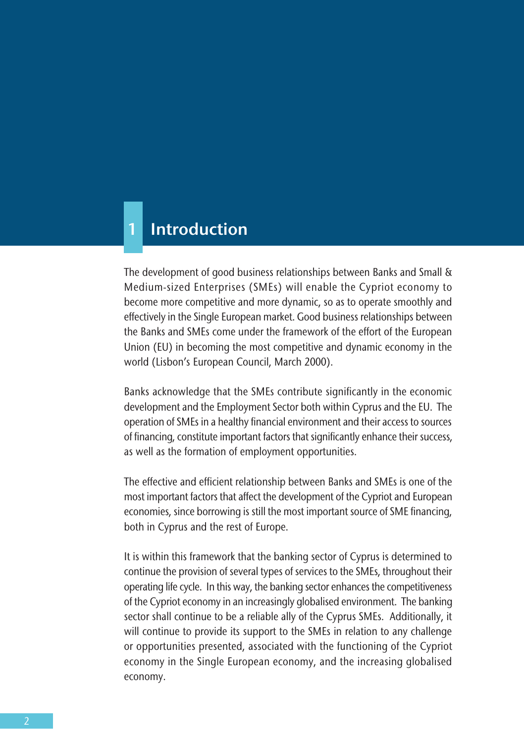# 1 Introduction

The development of good business relationships between Banks and Small & Medium-sized Enterprises (SMEs) will enable the Cypriot economy to become more competitive and more dynamic, so as to operate smoothly and effectively in the Single European market. Good business relationships between the Banks and SMEs come under the framework of the effort of the European Union (EU) in becoming the most competitive and dynamic economy in the world (Lisbon's European Council, March 2000).

Banks acknowledge that the SMEs contribute significantly in the economic development and the Employment Sector both within Cyprus and the EU. The operation of SMEs in a healthy financial environment and their access to sources of financing, constitute important factors that significantly enhance their success, as well as the formation of employment opportunities.

The effective and efficient relationship between Banks and SMEs is one of the most important factors that affect the development of the Cypriot and European economies, since borrowing is still the most important source of SME financing, both in Cyprus and the rest of Europe.

It is within this framework that the banking sector of Cyprus is determined to continue the provision of several types of services to the SMEs, throughout their operating life cycle. In this way, the banking sector enhances the competitiveness of the Cypriot economy in an increasingly globalised environment. The banking sector shall continue to be a reliable ally of the Cyprus SMEs. Additionally, it will continue to provide its support to the SMEs in relation to any challenge or opportunities presented, associated with the functioning of the Cypriot economy in the Single European economy, and the increasing globalised economy.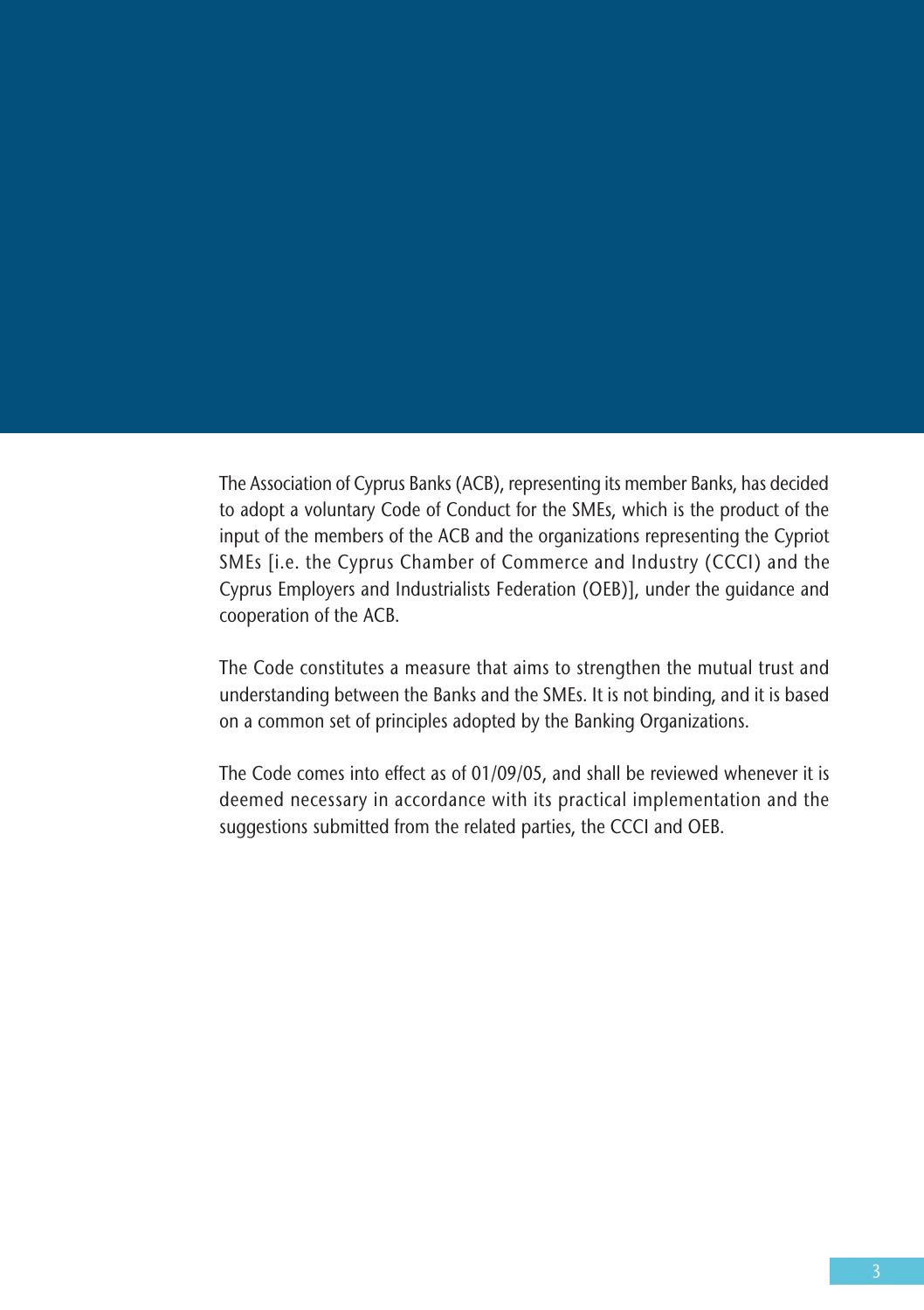The Association of Cyprus Banks (ACB), representing its member Banks, has decided to adopt a voluntary Code of Conduct for the SMEs, which is the product of the input of the members of the ACB and the organizations representing the Cypriot SMEs [i.e. the Cyprus Chamber of Commerce and Industry (CCCI) and the Cyprus Employers and Industrialists Federation (OEB)], under the guidance and cooperation of the ACB.

The Code constitutes a measure that aims to strengthen the mutual trust and understanding between the Banks and the SMEs. It is not binding, and it is based on a common set of principles adopted by the Banking Organizations.

The Code comes into effect as of 01/09/05, and shall be reviewed whenever it is deemed necessary in accordance with its practical implementation and the suggestions submitted from the related parties, the CCCI and OEB.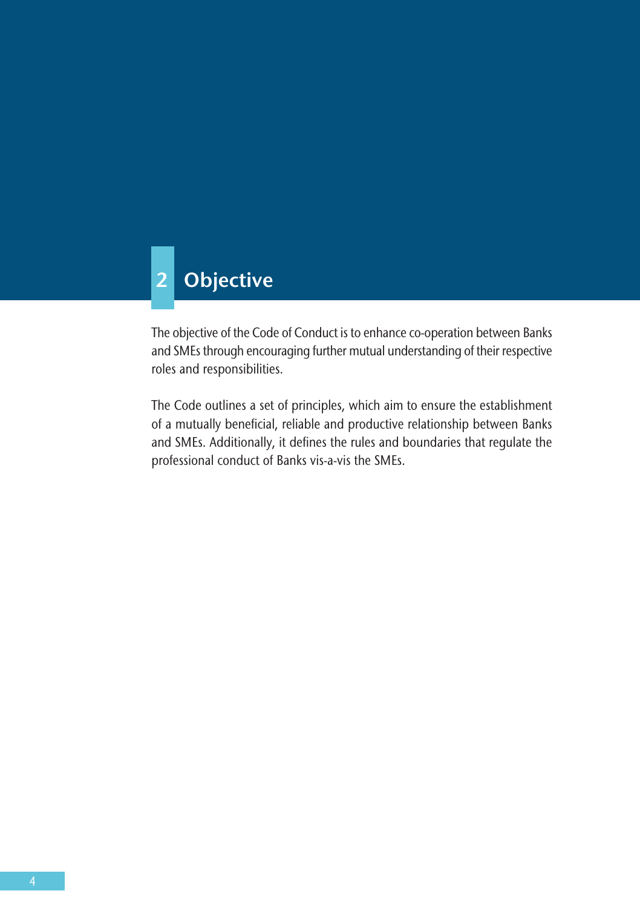# 2 Objective

The objective of the Code of Conduct is to enhance co-operation between Banks and SMEs through encouraging further mutual understanding of their respective roles and responsibilities.

The Code outlines a set of principles, which aim to ensure the establishment of a mutually beneficial, reliable and productive relationship between Banks and SMEs. Additionally, it defines the rules and boundaries that regulate the professional conduct of Banks vis-a-vis the SMEs.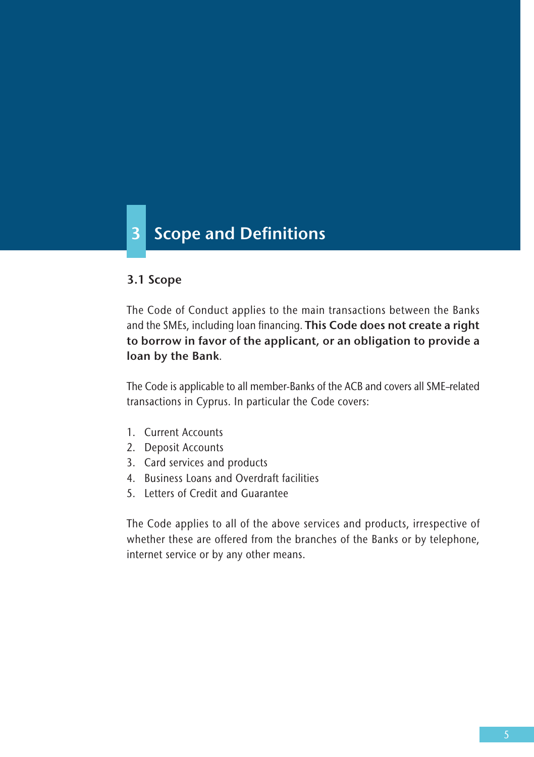# 3 Scope and Definitions

## 3.1 Scope

The Code of Conduct applies to the main transactions between the Banks and the SMEs, including loan financing. **This Code does not create a right to borrow in favor of the applicant, or an obligation to provide a loan by the Bank**.

The Code is applicable to all member-Banks of the ACB and covers all SME-related transactions in Cyprus. In particular the Code covers:

1. Current Accounts
2. Deposit Accounts
3. Card services and products
4. Business Loans and Overdraft facilities
5. Letters of Credit and Guarantee

The Code applies to all of the above services and products, irrespective of whether these are offered from the branches of the Banks or by telephone, internet service or by any other means.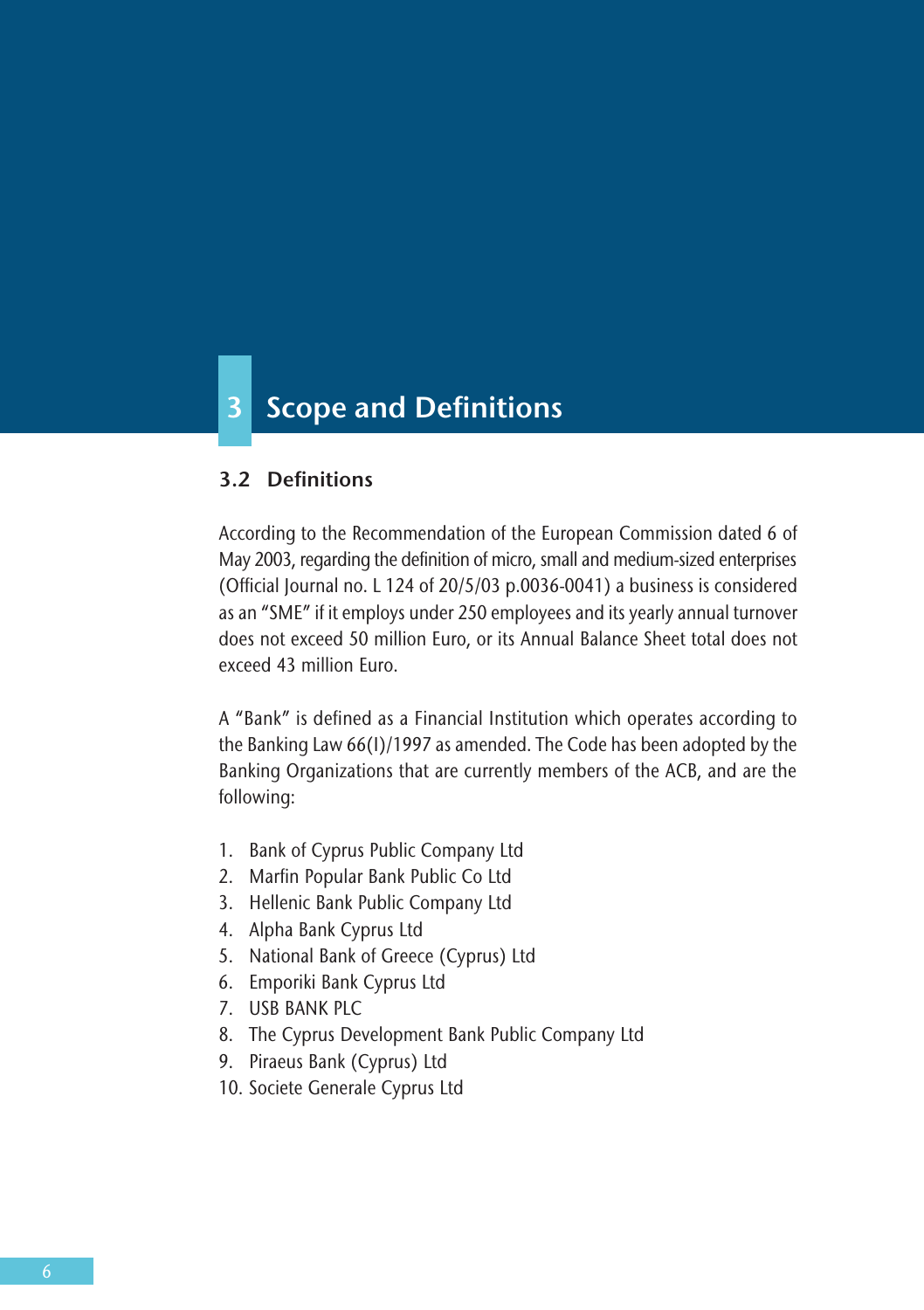# 3 Scope and Definitions

## 3.2 Definitions

According to the Recommendation of the European Commission dated 6 of May 2003, regarding the definition of micro, small and medium-sized enterprises (Official Journal no. L 124 of 20/5/03 p.0036-0041) a business is considered as an "SME" if it employs under 250 employees and its yearly annual turnover does not exceed 50 million Euro, or its Annual Balance Sheet total does not exceed 43 million Euro.

A "Bank" is defined as a Financial Institution which operates according to the Banking Law 66(I)/1997 as amended. The Code has been adopted by the Banking Organizations that are currently members of the ACB, and are the following:

1. Bank of Cyprus Public Company Ltd
2. Marfin Popular Bank Public Co Ltd
3. Hellenic Bank Public Company Ltd
4. Alpha Bank Cyprus Ltd
5. National Bank of Greece (Cyprus) Ltd
6. Emporiki Bank Cyprus Ltd
7. USB BANK PLC
8. The Cyprus Development Bank Public Company Ltd
9. Piraeus Bank (Cyprus) Ltd
10. Societe Generale Cyprus Ltd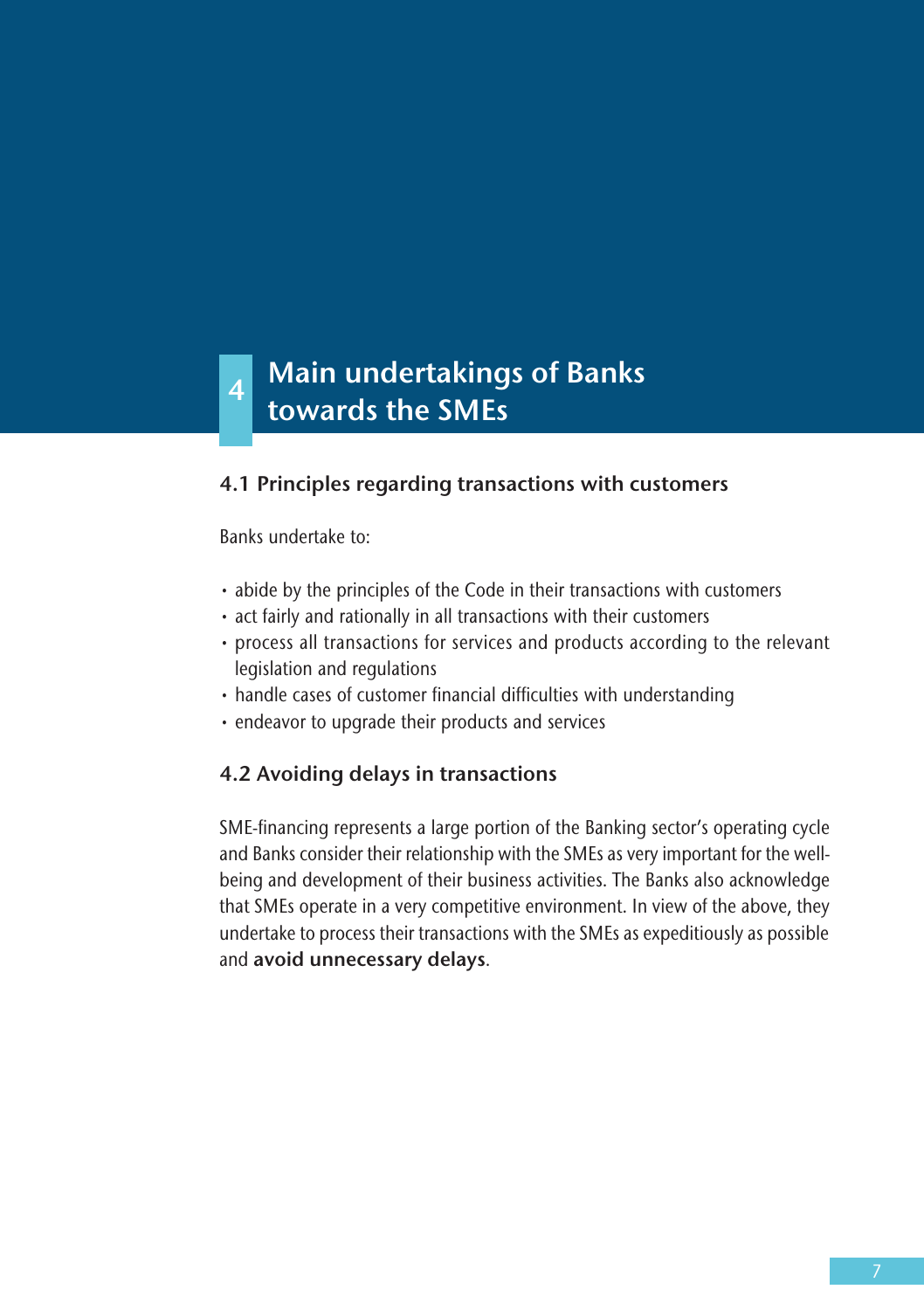# 4 Main undertakings of Banks towards the SMEs

## 4.1 Principles regarding transactions with customers

Banks undertake to:

- abide by the principles of the Code in their transactions with customers
- act fairly and rationally in all transactions with their customers
- process all transactions for services and products according to the relevant legislation and regulations
- handle cases of customer financial difficulties with understanding
- endeavor to upgrade their products and services

## 4.2 Avoiding delays in transactions

SME-financing represents a large portion of the Banking sector's operating cycle and Banks consider their relationship with the SMEs as very important for the well-being and development of their business activities. The Banks also acknowledge that SMEs operate in a very competitive environment. In view of the above, they undertake to process their transactions with the SMEs as expeditiously as possible and **avoid unnecessary delays**.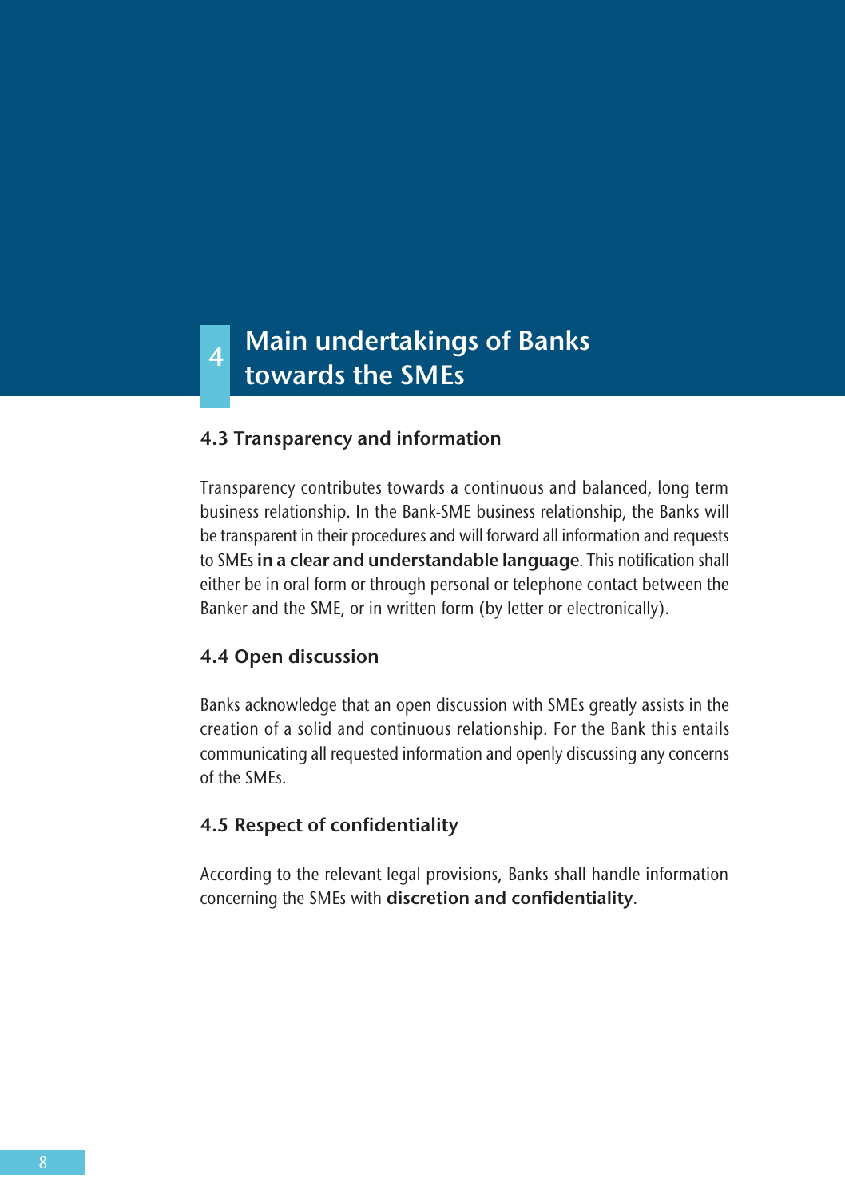# 4 Main undertakings of Banks towards the SMEs

## 4.3 Transparency and information

Transparency contributes towards a continuous and balanced, long term business relationship. In the Bank-SME business relationship, the Banks will be transparent in their procedures and will forward all information and requests to SMEs **in a clear and understandable language**. This notification shall either be in oral form or through personal or telephone contact between the Banker and the SME, or in written form (by letter or electronically).

## 4.4 Open discussion

Banks acknowledge that an open discussion with SMEs greatly assists in the creation of a solid and continuous relationship. For the Bank this entails communicating all requested information and openly discussing any concerns of the SMEs.

## 4.5 Respect of confidentiality

According to the relevant legal provisions, Banks shall handle information concerning the SMEs with **discretion and confidentiality**.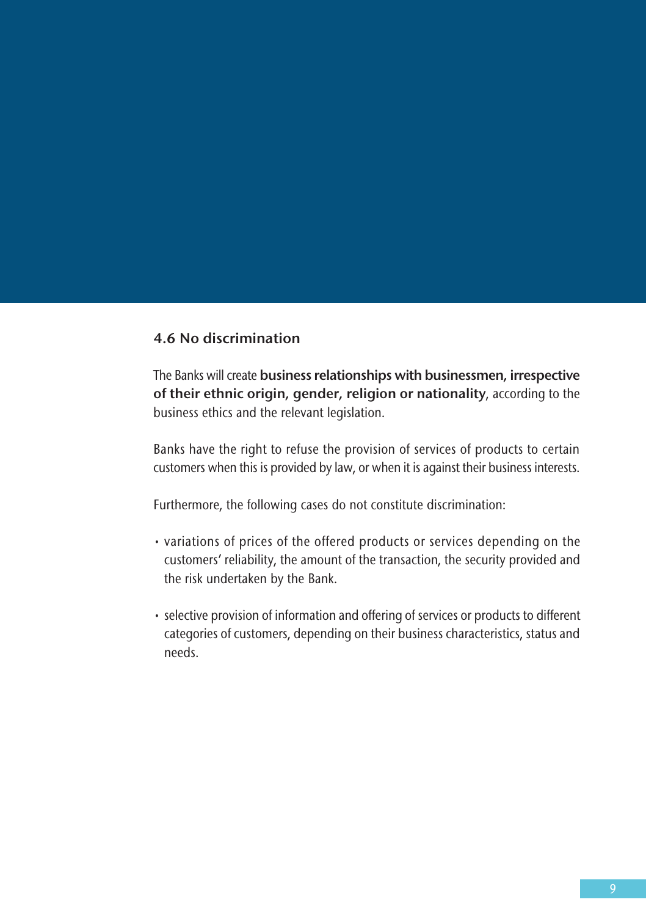## 4.6 No discrimination

The Banks will create **business relationships with businessmen, irrespective of their ethnic origin, gender, religion or nationality**, according to the business ethics and the relevant legislation.

Banks have the right to refuse the provision of services of products to certain customers when this is provided by law, or when it is against their business interests.

Furthermore, the following cases do not constitute discrimination:

- variations of prices of the offered products or services depending on the customers' reliability, the amount of the transaction, the security provided and the risk undertaken by the Bank.
- selective provision of information and offering of services or products to different categories of customers, depending on their business characteristics, status and needs.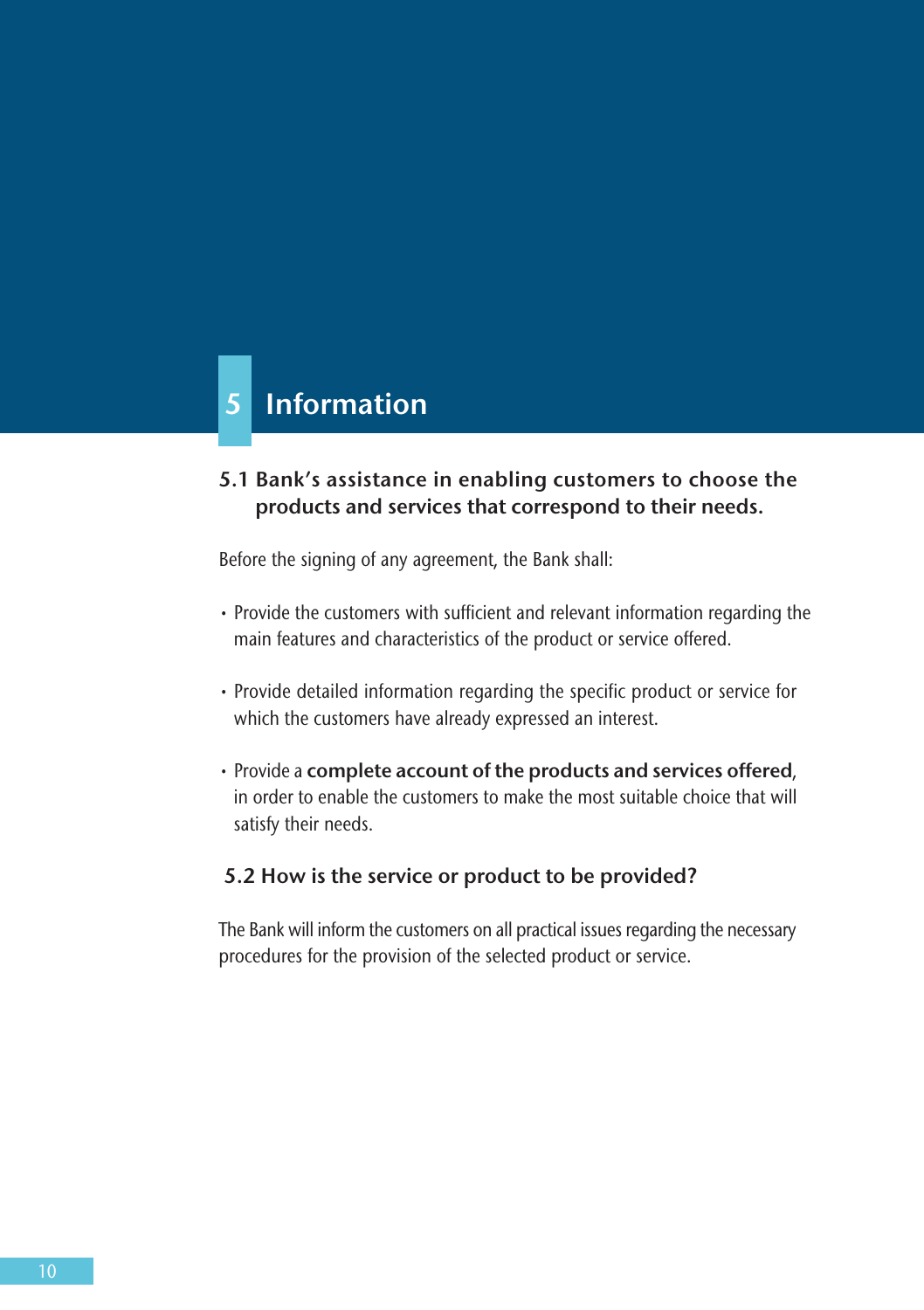# 5 Information

## 5.1 Bank's assistance in enabling customers to choose the products and services that correspond to their needs.

Before the signing of any agreement, the Bank shall:

- Provide the customers with sufficient and relevant information regarding the main features and characteristics of the product or service offered.
- Provide detailed information regarding the specific product or service for which the customers have already expressed an interest.
- Provide a **complete account of the products and services offered**, in order to enable the customers to make the most suitable choice that will satisfy their needs.

## 5.2 How is the service or product to be provided?

The Bank will inform the customers on all practical issues regarding the necessary procedures for the provision of the selected product or service.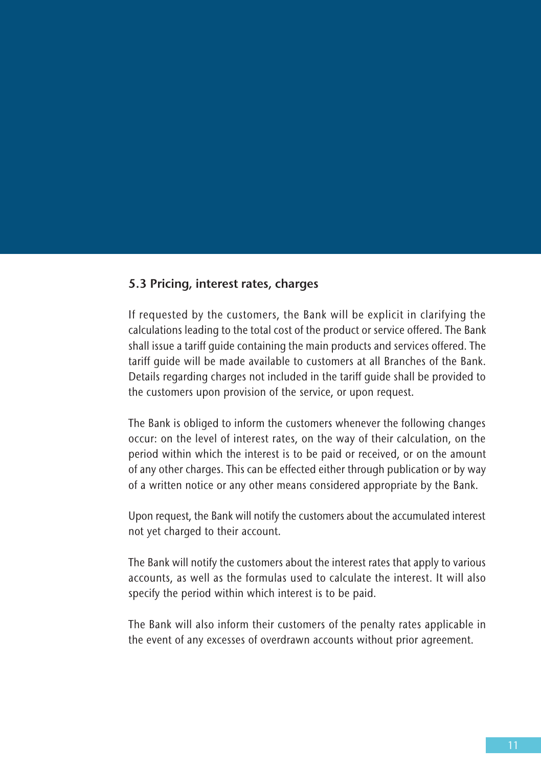### 5.3 Pricing, interest rates, charges

If requested by the customers, the Bank will be explicit in clarifying the calculations leading to the total cost of the product or service offered. The Bank shall issue a tariff guide containing the main products and services offered. The tariff guide will be made available to customers at all Branches of the Bank. Details regarding charges not included in the tariff guide shall be provided to the customers upon provision of the service, or upon request.

The Bank is obliged to inform the customers whenever the following changes occur: on the level of interest rates, on the way of their calculation, on the period within which the interest is to be paid or received, or on the amount of any other charges. This can be effected either through publication or by way of a written notice or any other means considered appropriate by the Bank.

Upon request, the Bank will notify the customers about the accumulated interest not yet charged to their account.

The Bank will notify the customers about the interest rates that apply to various accounts, as well as the formulas used to calculate the interest. It will also specify the period within which interest is to be paid.

The Bank will also inform their customers of the penalty rates applicable in the event of any excesses of overdrawn accounts without prior agreement.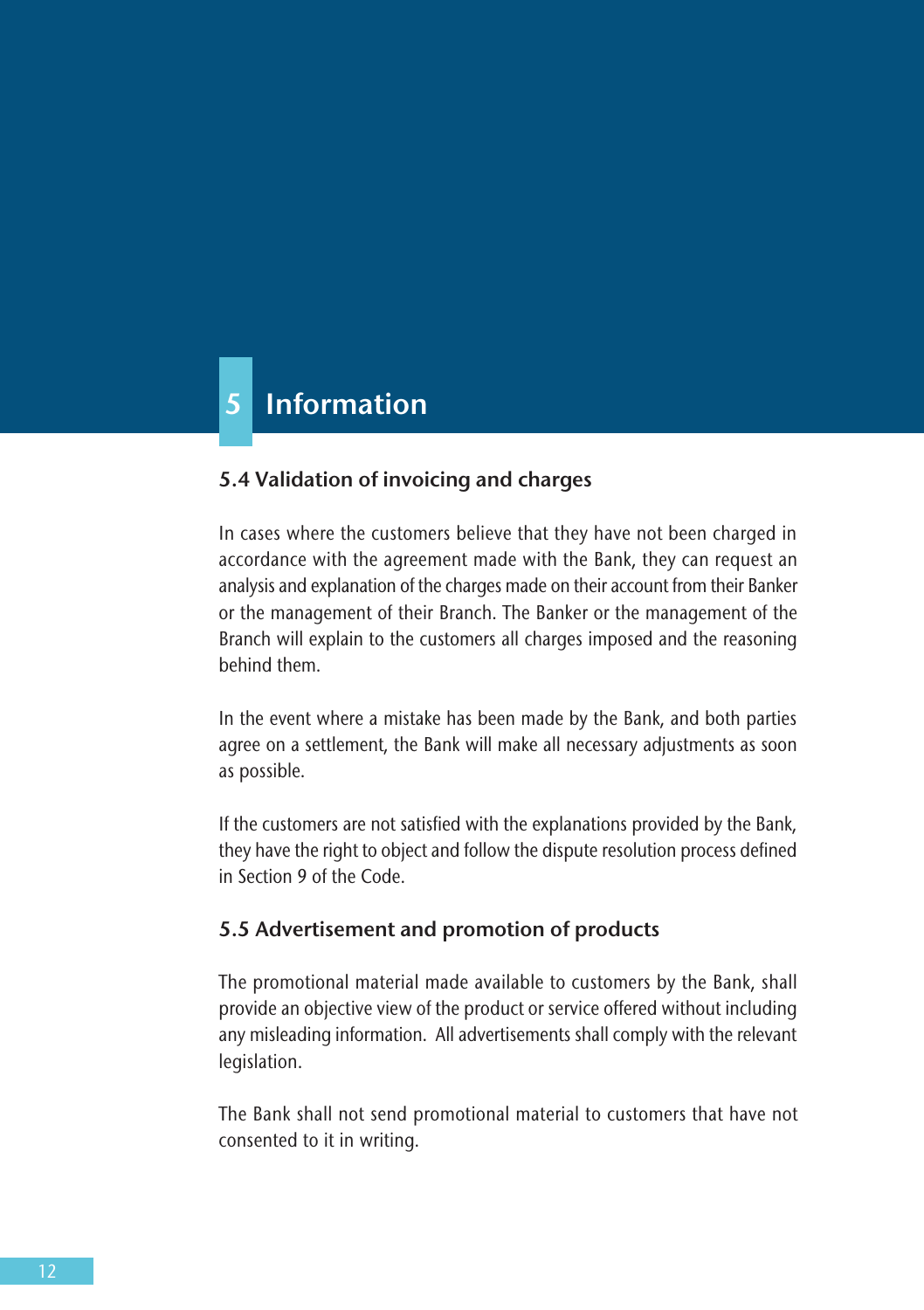# 5 Information

## 5.4 Validation of invoicing and charges

In cases where the customers believe that they have not been charged in accordance with the agreement made with the Bank, they can request an analysis and explanation of the charges made on their account from their Banker or the management of their Branch. The Banker or the management of the Branch will explain to the customers all charges imposed and the reasoning behind them.

In the event where a mistake has been made by the Bank, and both parties agree on a settlement, the Bank will make all necessary adjustments as soon as possible.

If the customers are not satisfied with the explanations provided by the Bank, they have the right to object and follow the dispute resolution process defined in Section 9 of the Code.

## 5.5 Advertisement and promotion of products

The promotional material made available to customers by the Bank, shall provide an objective view of the product or service offered without including any misleading information. All advertisements shall comply with the relevant legislation.

The Bank shall not send promotional material to customers that have not consented to it in writing.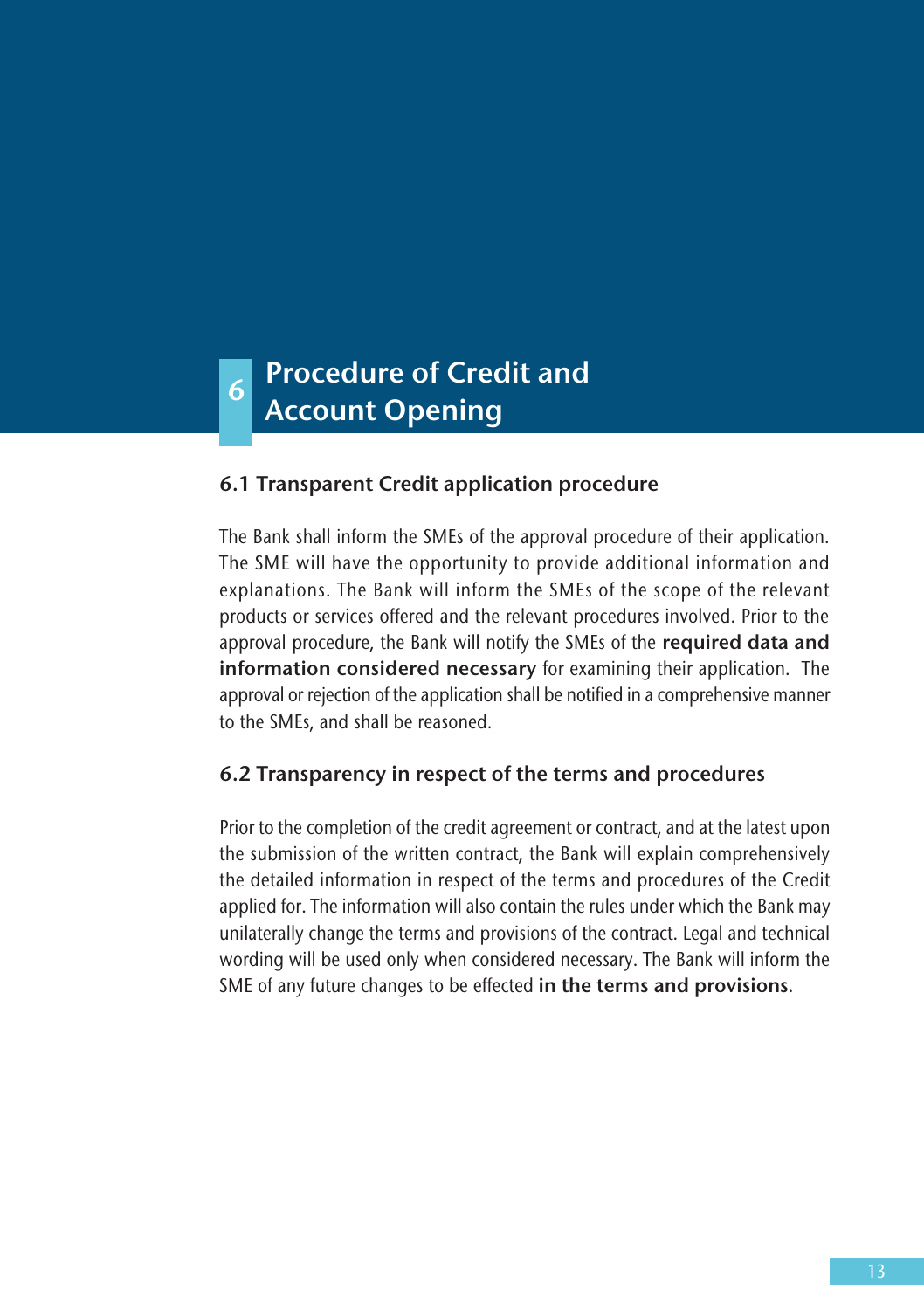# 6 Procedure of Credit and Account Opening

## 6.1 Transparent Credit application procedure

The Bank shall inform the SMEs of the approval procedure of their application. The SME will have the opportunity to provide additional information and explanations. The Bank will inform the SMEs of the scope of the relevant products or services offered and the relevant procedures involved. Prior to the approval procedure, the Bank will notify the SMEs of the **required data and information considered necessary** for examining their application. The approval or rejection of the application shall be notified in a comprehensive manner to the SMEs, and shall be reasoned.

## 6.2 Transparency in respect of the terms and procedures

Prior to the completion of the credit agreement or contract, and at the latest upon the submission of the written contract, the Bank will explain comprehensively the detailed information in respect of the terms and procedures of the Credit applied for. The information will also contain the rules under which the Bank may unilaterally change the terms and provisions of the contract. Legal and technical wording will be used only when considered necessary. The Bank will inform the SME of any future changes to be effected **in the terms and provisions**.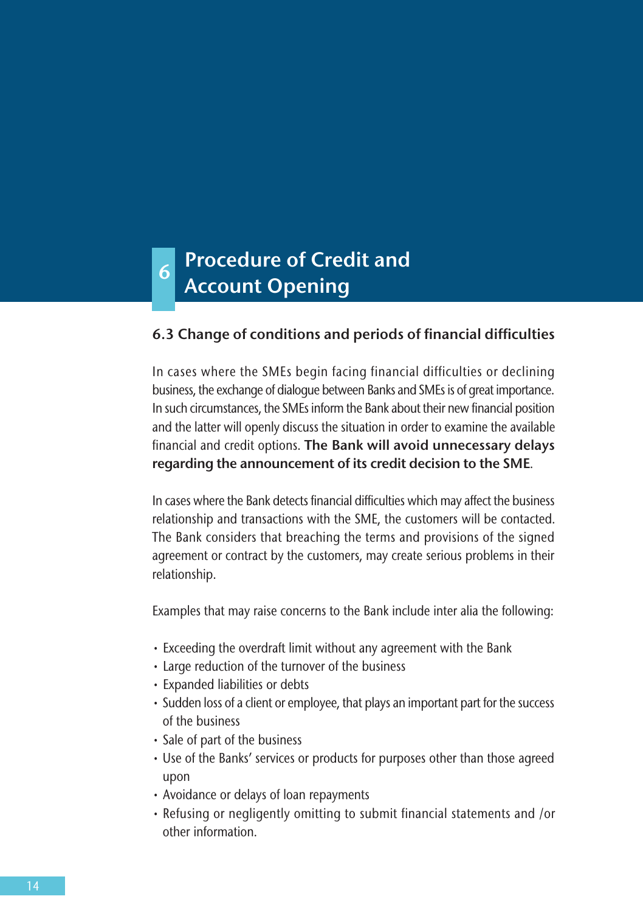# 6 Procedure of Credit and Account Opening

## 6.3 Change of conditions and periods of financial difficulties

In cases where the SMEs begin facing financial difficulties or declining business, the exchange of dialogue between Banks and SMEs is of great importance. In such circumstances, the SMEs inform the Bank about their new financial position and the latter will openly discuss the situation in order to examine the available financial and credit options. **The Bank will avoid unnecessary delays regarding the announcement of its credit decision to the SME**.

In cases where the Bank detects financial difficulties which may affect the business relationship and transactions with the SME, the customers will be contacted. The Bank considers that breaching the terms and provisions of the signed agreement or contract by the customers, may create serious problems in their relationship.

Examples that may raise concerns to the Bank include inter alia the following:

- Exceeding the overdraft limit without any agreement with the Bank
- Large reduction of the turnover of the business
- Expanded liabilities or debts
- Sudden loss of a client or employee, that plays an important part for the success of the business
- Sale of part of the business
- Use of the Banks' services or products for purposes other than those agreed upon
- Avoidance or delays of loan repayments
- Refusing or negligently omitting to submit financial statements and /or other information.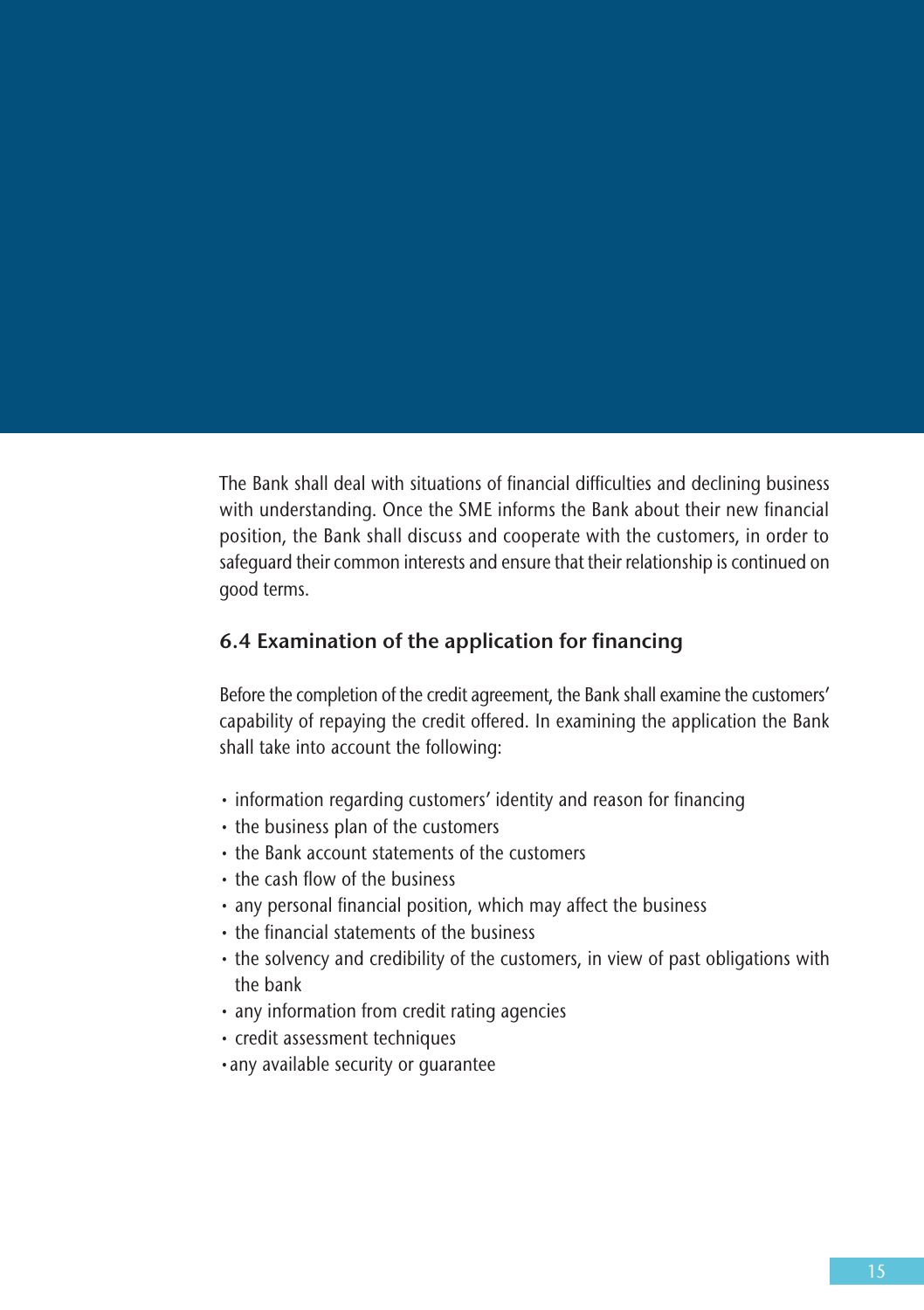The Bank shall deal with situations of financial difficulties and declining business with understanding. Once the SME informs the Bank about their new financial position, the Bank shall discuss and cooperate with the customers, in order to safeguard their common interests and ensure that their relationship is continued on good terms.

### 6.4 Examination of the application for financing

Before the completion of the credit agreement, the Bank shall examine the customers' capability of repaying the credit offered. In examining the application the Bank shall take into account the following:

- information regarding customers' identity and reason for financing
- the business plan of the customers
- the Bank account statements of the customers
- the cash flow of the business
- any personal financial position, which may affect the business
- the financial statements of the business
- the solvency and credibility of the customers, in view of past obligations with the bank
- any information from credit rating agencies
- credit assessment techniques
- any available security or guarantee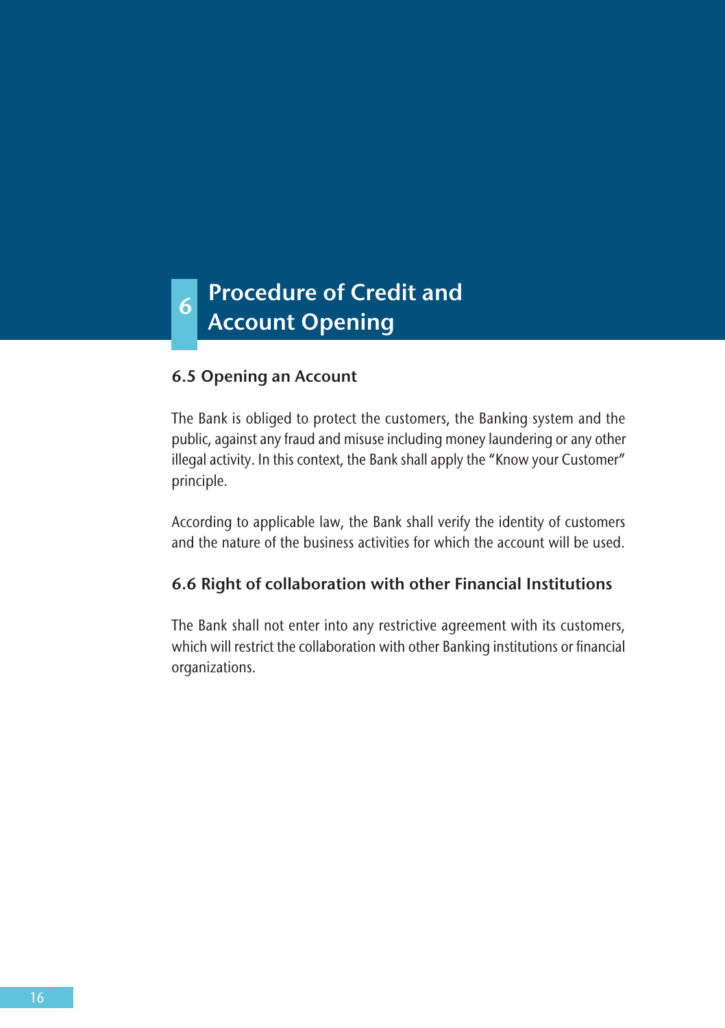# 6 Procedure of Credit and Account Opening

## 6.5 Opening an Account

The Bank is obliged to protect the customers, the Banking system and the public, against any fraud and misuse including money laundering or any other illegal activity. In this context, the Bank shall apply the "Know your Customer" principle.

According to applicable law, the Bank shall verify the identity of customers and the nature of the business activities for which the account will be used.

## 6.6 Right of collaboration with other Financial Institutions

The Bank shall not enter into any restrictive agreement with its customers, which will restrict the collaboration with other Banking institutions or financial organizations.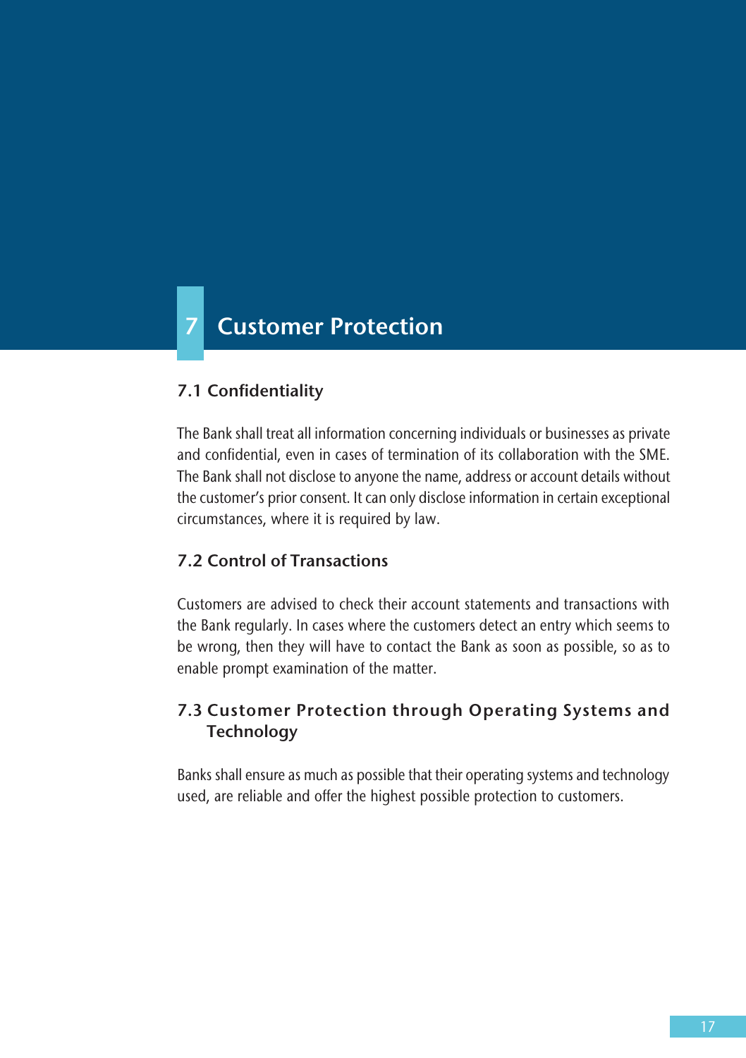# 7 Customer Protection

## 7.1 Confidentiality

The Bank shall treat all information concerning individuals or businesses as private and confidential, even in cases of termination of its collaboration with the SME. The Bank shall not disclose to anyone the name, address or account details without the customer's prior consent. It can only disclose information in certain exceptional circumstances, where it is required by law.

## 7.2 Control of Transactions

Customers are advised to check their account statements and transactions with the Bank regularly. In cases where the customers detect an entry which seems to be wrong, then they will have to contact the Bank as soon as possible, so as to enable prompt examination of the matter.

## 7.3 Customer Protection through Operating Systems and Technology

Banks shall ensure as much as possible that their operating systems and technology used, are reliable and offer the highest possible protection to customers.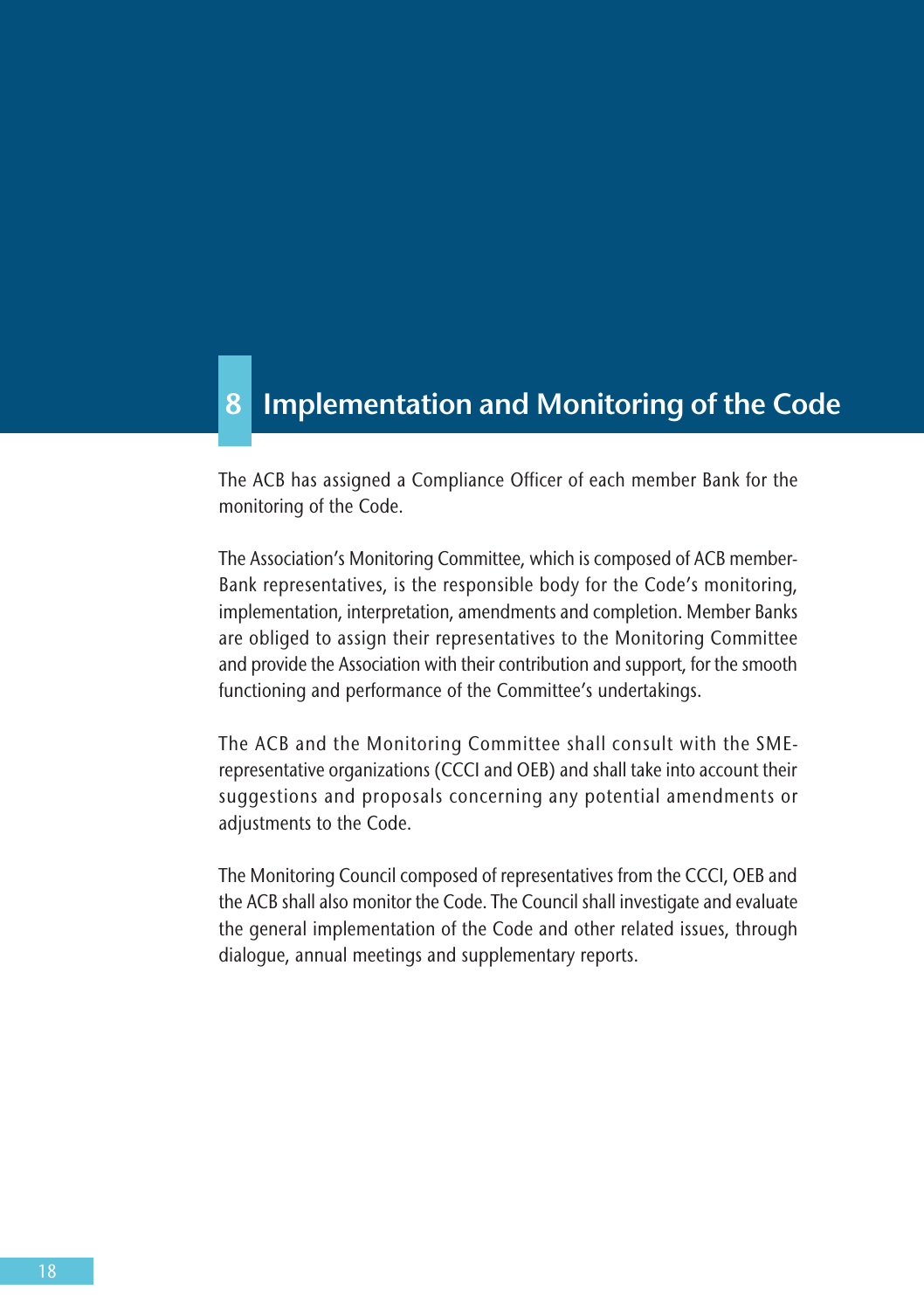# 8 Implementation and Monitoring of the Code

The ACB has assigned a Compliance Officer of each member Bank for the monitoring of the Code.

The Association's Monitoring Committee, which is composed of ACB member-Bank representatives, is the responsible body for the Code's monitoring, implementation, interpretation, amendments and completion. Member Banks are obliged to assign their representatives to the Monitoring Committee and provide the Association with their contribution and support, for the smooth functioning and performance of the Committee's undertakings.

The ACB and the Monitoring Committee shall consult with the SME-representative organizations (CCCI and OEB) and shall take into account their suggestions and proposals concerning any potential amendments or adjustments to the Code.

The Monitoring Council composed of representatives from the CCCI, OEB and the ACB shall also monitor the Code. The Council shall investigate and evaluate the general implementation of the Code and other related issues, through dialogue, annual meetings and supplementary reports.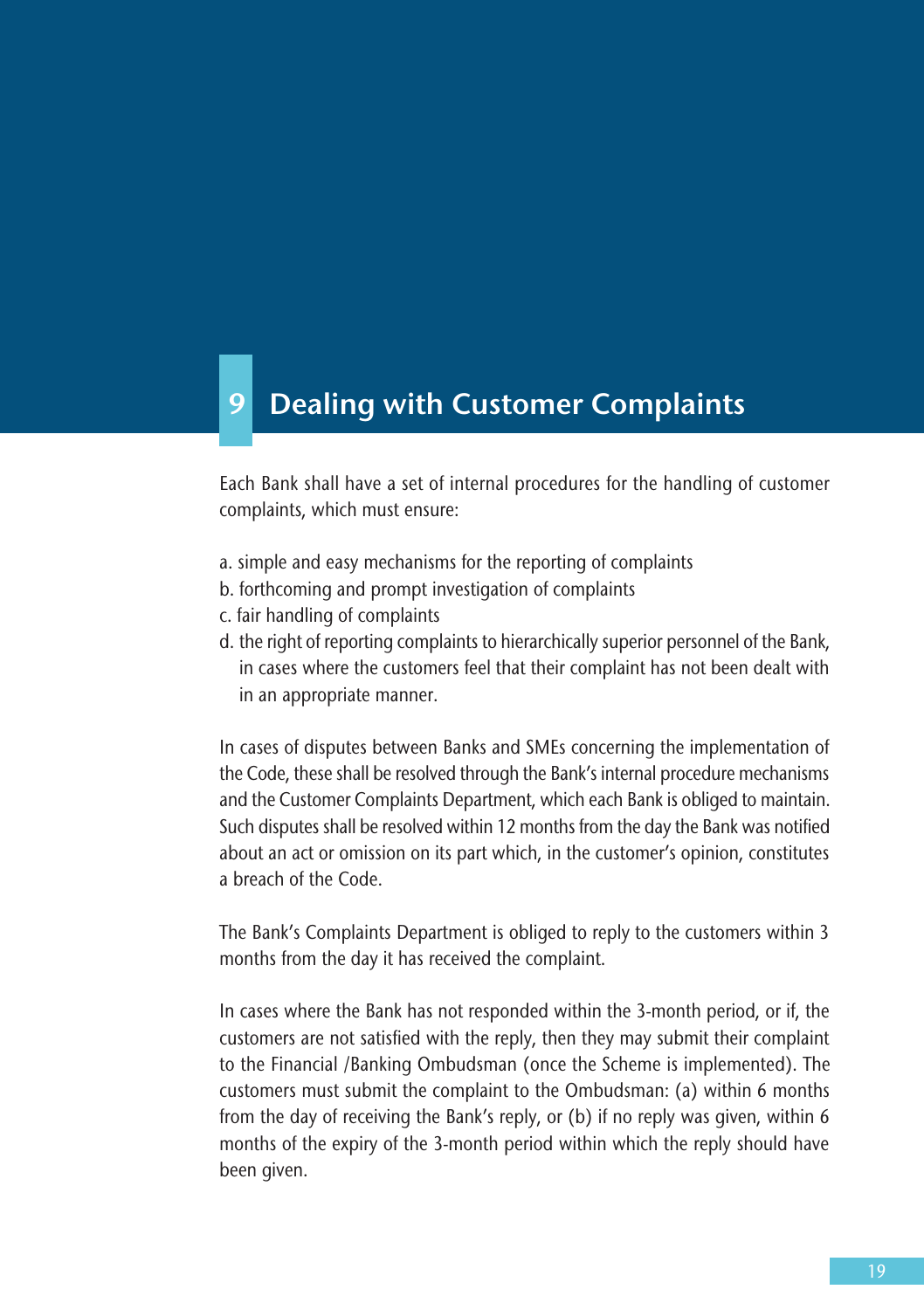# 9 Dealing with Customer Complaints

Each Bank shall have a set of internal procedures for the handling of customer complaints, which must ensure:

a. simple and easy mechanisms for the reporting of complaints
b. forthcoming and prompt investigation of complaints
c. fair handling of complaints
d. the right of reporting complaints to hierarchically superior personnel of the Bank, in cases where the customers feel that their complaint has not been dealt with in an appropriate manner.

In cases of disputes between Banks and SMEs concerning the implementation of the Code, these shall be resolved through the Bank's internal procedure mechanisms and the Customer Complaints Department, which each Bank is obliged to maintain. Such disputes shall be resolved within 12 months from the day the Bank was notified about an act or omission on its part which, in the customer's opinion, constitutes a breach of the Code.

The Bank's Complaints Department is obliged to reply to the customers within 3 months from the day it has received the complaint.

In cases where the Bank has not responded within the 3-month period, or if, the customers are not satisfied with the reply, then they may submit their complaint to the Financial /Banking Ombudsman (once the Scheme is implemented). The customers must submit the complaint to the Ombudsman: (a) within 6 months from the day of receiving the Bank's reply, or (b) if no reply was given, within 6 months of the expiry of the 3-month period within which the reply should have been given.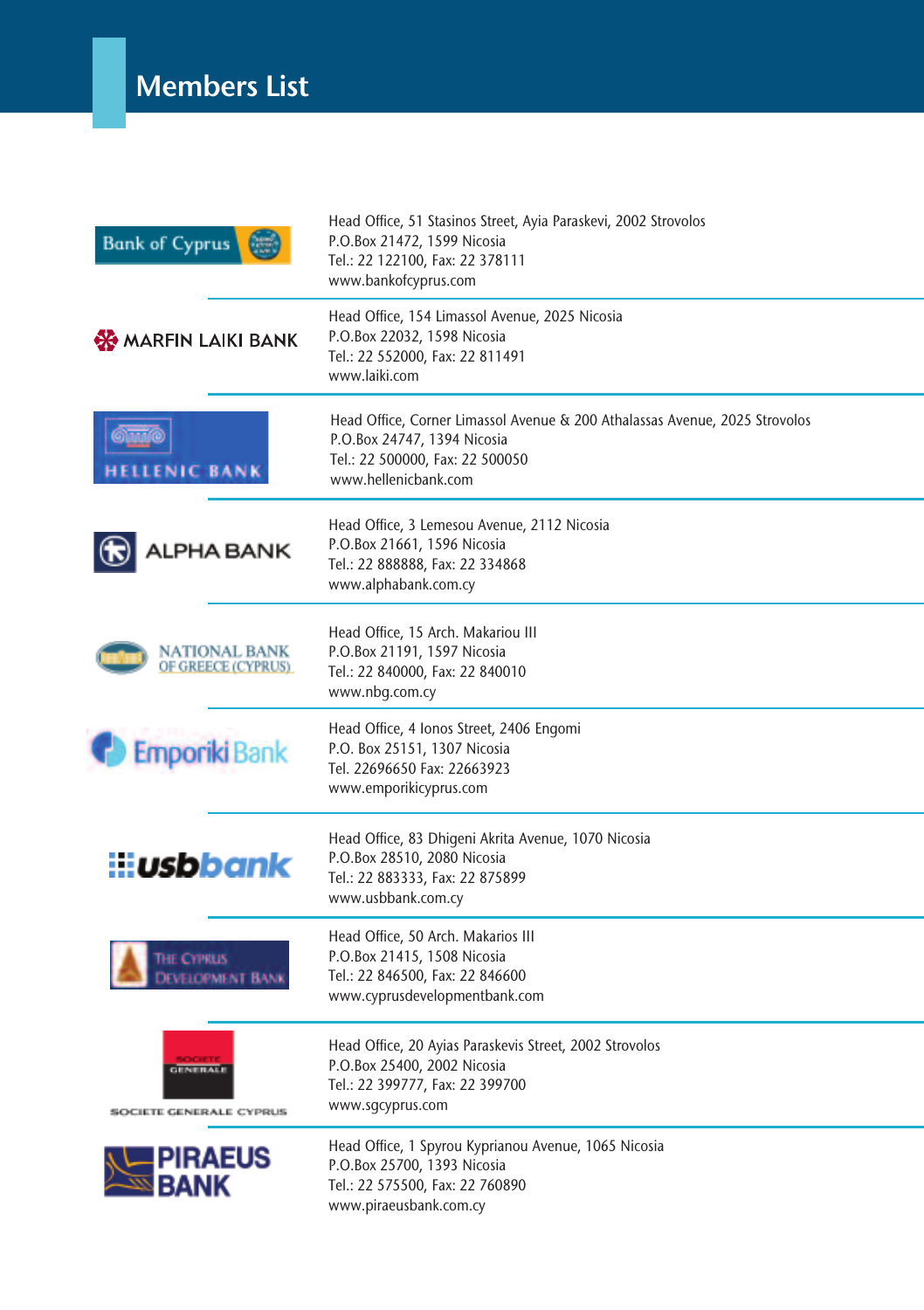# Members List

**Bank of Cyprus**

Head Office, 51 Stasinos Street, Ayia Paraskevi, 2002 Strovolos
P.O.Box 21472, 1599 Nicosia
Tel.: 22 122100, Fax: 22 378111
www.bankofcyprus.com

**MARFIN LAIKI BANK**

Head Office, 154 Limassol Avenue, 2025 Nicosia
P.O.Box 22032, 1598 Nicosia
Tel.: 22 552000, Fax: 22 811491
www.laiki.com

**HELLENIC BANK**

Head Office, Corner Limassol Avenue & 200 Athalassas Avenue, 2025 Strovolos
P.O.Box 24747, 1394 Nicosia
Tel.: 22 500000, Fax: 22 500050
www.hellenicbank.com

**ALPHA BANK**

Head Office, 3 Lemesou Avenue, 2112 Nicosia
P.O.Box 21661, 1596 Nicosia
Tel.: 22 888888, Fax: 22 334868
www.alphabank.com.cy

**NATIONAL BANK OF GREECE (CYPRUS)**

Head Office, 15 Arch. Makariou III
P.O.Box 21191, 1597 Nicosia
Tel.: 22 840000, Fax: 22 840010
www.nbg.com.cy

**Emporiki Bank**

Head Office, 4 Ionos Street, 2406 Engomi
P.O. Box 25151, 1307 Nicosia
Tel. 22696650 Fax: 22663923
www.emporikicyprus.com

**usbbank**

Head Office, 83 Dhigeni Akrita Avenue, 1070 Nicosia
P.O.Box 28510, 2080 Nicosia
Tel.: 22 883333, Fax: 22 875899
www.usbbank.com.cy

**THE CYPRUS DEVELOPMENT BANK**

Head Office, 50 Arch. Makarios III
P.O.Box 21415, 1508 Nicosia
Tel.: 22 846500, Fax: 22 846600
www.cyprusdevelopmentbank.com

**SOCIETE GENERALE CYPRUS**

Head Office, 20 Ayias Paraskevis Street, 2002 Strovolos
P.O.Box 25400, 2002 Nicosia
Tel.: 22 399777, Fax: 22 399700
www.sgcyprus.com

**PIRAEUS BANK**

Head Office, 1 Spyrou Kyprianou Avenue, 1065 Nicosia
P.O.Box 25700, 1393 Nicosia
Tel.: 22 575500, Fax: 22 760890
www.piraeusbank.com.cy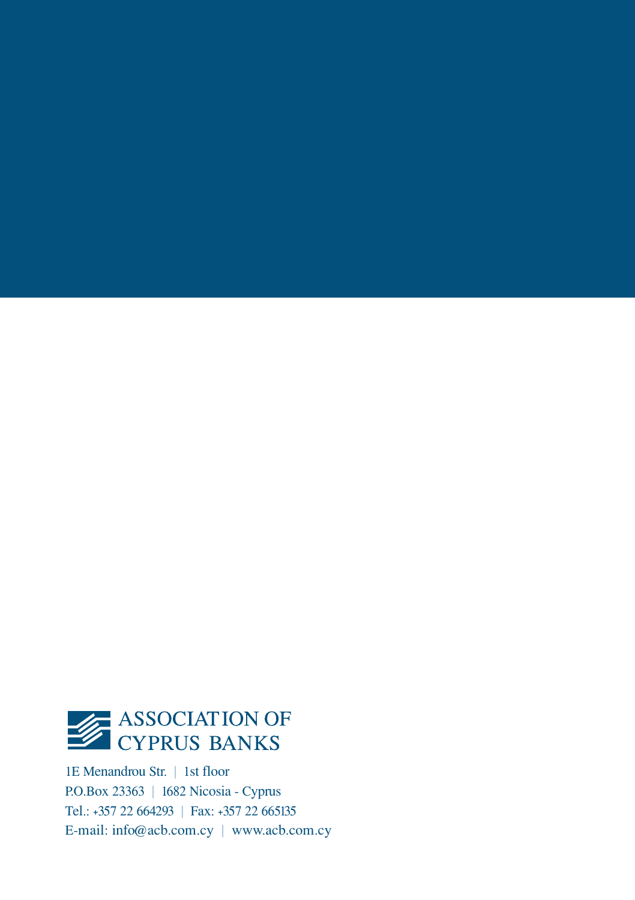ASSOCIATION OF
CYPRUS BANKS

1E Menandrou Str. | 1st floor
P.O.Box 23363 | 1682 Nicosia - Cyprus
Tel.: +357 22 664293 | Fax: +357 22 665135
E-mail: info@acb.com.cy | www.acb.com.cy